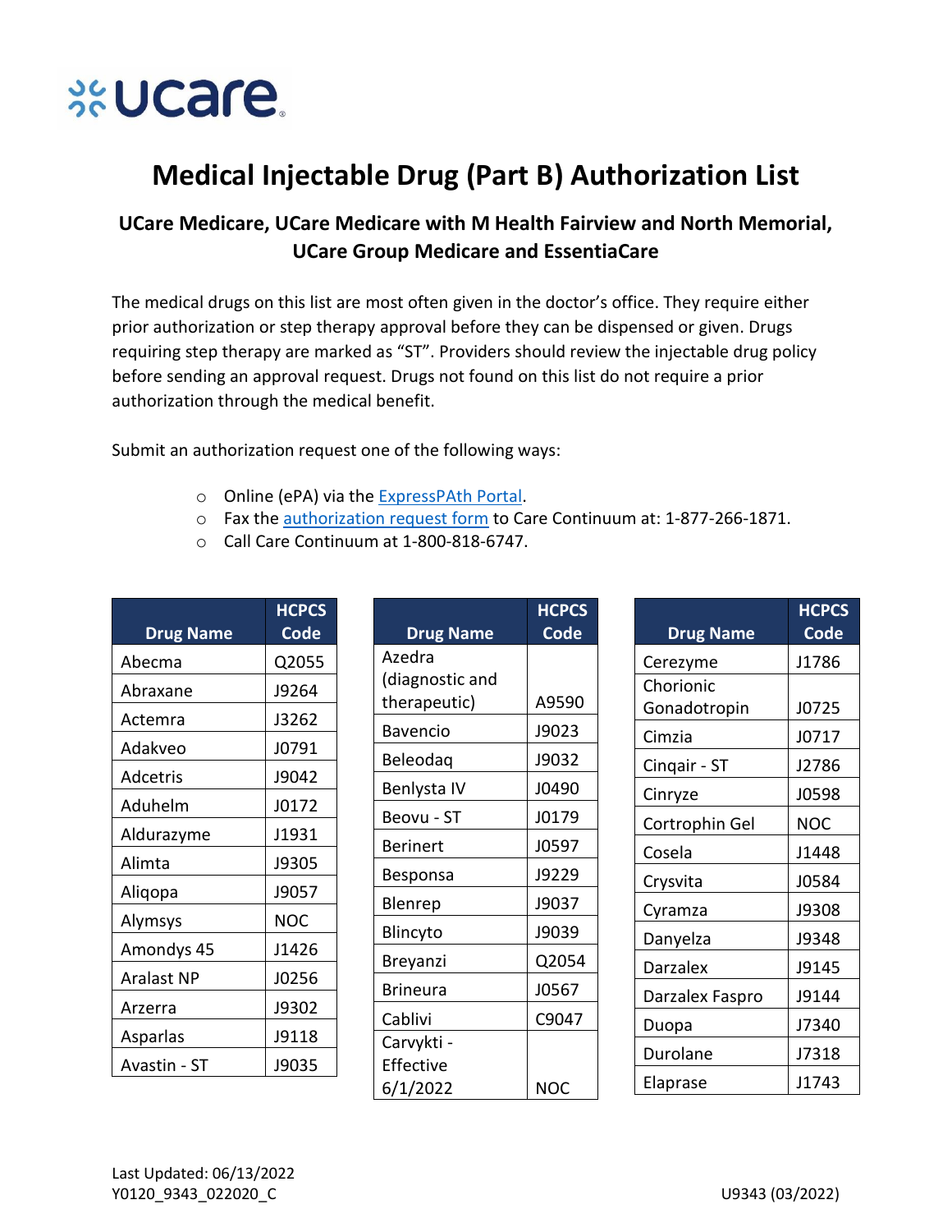# Medical Injectable Drug (Part B) Authorization List

## UCare Medicare, UCare Medicare with M Health Fairview and North Memorial, UCare Group Medicare and EssentiaCare

The medical drugs on this list are most often given in the doctor's office. They require either prior authorization or step therapy approval before they can be dispensed or given. Drugs requiring step therapy are marked as "ST". Providers should review the injectable drug policy before sending an approval request. Drugs not found on this list do not require a prior authorization through the medical benefit.

Submit an authorization request one of the following ways:

- Online (ePA) via the ExpressPAth Portal.
- Fax the authorization request form to Care Continuum at: 1-877-266-1871.
- Call Care Continuum at 1-800-818-6747.

| Drug Name | HCPCS Code |
|---|---|
| Abecma | Q2055 |
| Abraxane | J9264 |
| Actemra | J3262 |
| Adakveo | J0791 |
| Adcetris | J9042 |
| Aduhelm | J0172 |
| Aldurazyme | J1931 |
| Alimta | J9305 |
| Aliqopa | J9057 |
| Alymsys | NOC |
| Amondys 45 | J1426 |
| Aralast NP | J0256 |
| Arzerra | J9302 |
| Asparlas | J9118 |
| Avastin - ST | J9035 |
| Azedra (diagnostic and therapeutic) | A9590 |
| Bavencio | J9023 |
| Beleodaq | J9032 |
| Benlysta IV | J0490 |
| Beovu - ST | J0179 |
| Berinert | J0597 |
| Besponsa | J9229 |
| Blenrep | J9037 |
| Blincyto | J9039 |
| Breyanzi | Q2054 |
| Brineura | J0567 |
| Cablivi | C9047 |
| Carvykti - Effective 6/1/2022 | NOC |
| Cerezyme | J1786 |
| Chorionic Gonadotropin | J0725 |
| Cimzia | J0717 |
| Cinqair - ST | J2786 |
| Cinryze | J0598 |
| Cortrophin Gel | NOC |
| Cosela | J1448 |
| Crysvita | J0584 |
| Cyramza | J9308 |
| Danyelza | J9348 |
| Darzalex | J9145 |
| Darzalex Faspro | J9144 |
| Duopa | J7340 |
| Durolane | J7318 |
| Elaprase | J1743 |

Last Updated: 06/13/2022
Y0120_9343_022020_C

U9343 (03/2022)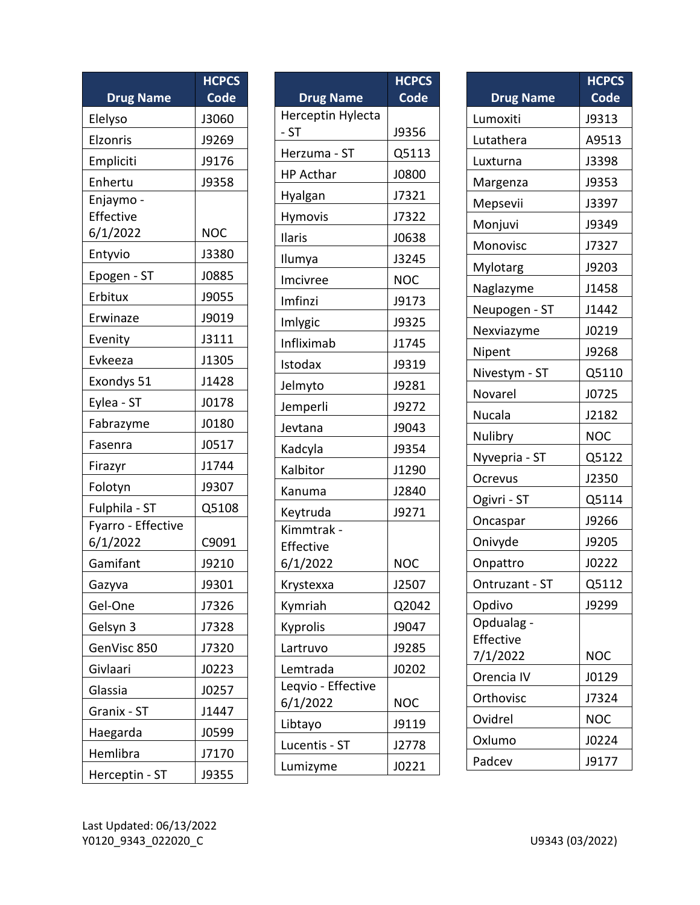| Drug Name | HCPCS Code |
|---|---|
| Elelyso | J3060 |
| Elzonris | J9269 |
| Empliciti | J9176 |
| Enhertu | J9358 |
| Enjaymo - Effective 6/1/2022 | NOC |
| Entyvio | J3380 |
| Epogen - ST | J0885 |
| Erbitux | J9055 |
| Erwinaze | J9019 |
| Evenity | J3111 |
| Evkeeza | J1305 |
| Exondys 51 | J1428 |
| Eylea - ST | J0178 |
| Fabrazyme | J0180 |
| Fasenra | J0517 |
| Firazyr | J1744 |
| Folotyn | J9307 |
| Fulphila - ST | Q5108 |
| Fyarro - Effective 6/1/2022 | C9091 |
| Gamifant | J9210 |
| Gazyva | J9301 |
| Gel-One | J7326 |
| Gelsyn 3 | J7328 |
| GenVisc 850 | J7320 |
| Givlaari | J0223 |
| Glassia | J0257 |
| Granix - ST | J1447 |
| Haegarda | J0599 |
| Hemlibra | J7170 |
| Herceptin - ST | J9355 |
| Herceptin Hylecta - ST | J9356 |
| Herzuma - ST | Q5113 |
| HP Acthar | J0800 |
| Hyalgan | J7321 |
| Hymovis | J7322 |
| Ilaris | J0638 |
| Ilumya | J3245 |
| Imcivree | NOC |
| Imfinzi | J9173 |
| Imlygic | J9325 |
| Infliximab | J1745 |
| Istodax | J9319 |
| Jelmyto | J9281 |
| Jemperli | J9272 |
| Jevtana | J9043 |
| Kadcyla | J9354 |
| Kalbitor | J1290 |
| Kanuma | J2840 |
| Keytruda | J9271 |
| Kimmtrak - Effective 6/1/2022 | NOC |
| Krystexxa | J2507 |
| Kymriah | Q2042 |
| Kyprolis | J9047 |
| Lartruvo | J9285 |
| Lemtrada | J0202 |
| Leqvio - Effective 6/1/2022 | NOC |
| Libtayo | J9119 |
| Lucentis - ST | J2778 |
| Lumizyme | J0221 |
| Lumoxiti | J9313 |
| Lutathera | A9513 |
| Luxturna | J3398 |
| Margenza | J9353 |
| Mepsevii | J3397 |
| Monjuvi | J9349 |
| Monovisc | J7327 |
| Mylotarg | J9203 |
| Naglazyme | J1458 |
| Neupogen - ST | J1442 |
| Nexviazyme | J0219 |
| Nipent | J9268 |
| Nivestym - ST | Q5110 |
| Novarel | J0725 |
| Nucala | J2182 |
| Nulibry | NOC |
| Nyvepria - ST | Q5122 |
| Ocrevus | J2350 |
| Ogivri - ST | Q5114 |
| Oncaspar | J9266 |
| Onivyde | J9205 |
| Onpattro | J0222 |
| Ontruzant - ST | Q5112 |
| Opdivo | J9299 |
| Opdualag - Effective 7/1/2022 | NOC |
| Orencia IV | J0129 |
| Orthovisc | J7324 |
| Ovidrel | NOC |
| Oxlumo | J0224 |
| Padcev | J9177 |

Last Updated: 06/13/2022
Y0120_9343_022020_C

U9343 (03/2022)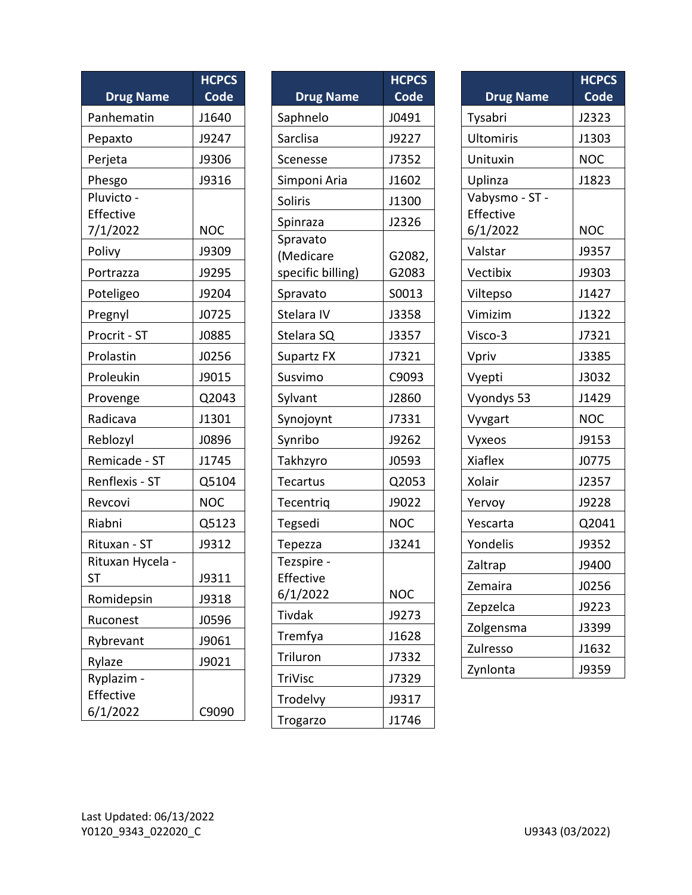| Drug Name | HCPCS Code |
|---|---|
| Panhematin | J1640 |
| Pepaxto | J9247 |
| Perjeta | J9306 |
| Phesgo | J9316 |
| Pluvicto - Effective 7/1/2022 | NOC |
| Polivy | J9309 |
| Portrazza | J9295 |
| Poteligeo | J9204 |
| Pregnyl | J0725 |
| Procrit - ST | J0885 |
| Prolastin | J0256 |
| Proleukin | J9015 |
| Provenge | Q2043 |
| Radicava | J1301 |
| Reblozyl | J0896 |
| Remicade - ST | J1745 |
| Renflexis - ST | Q5104 |
| Revcovi | NOC |
| Riabni | Q5123 |
| Rituxan - ST | J9312 |
| Rituxan Hycela - ST | J9311 |
| Romidepsin | J9318 |
| Ruconest | J0596 |
| Rybrevant | J9061 |
| Rylaze | J9021 |
| Ryplazim - Effective 6/1/2022 | C9090 |

| Drug Name | HCPCS Code |
|---|---|
| Saphnelo | J0491 |
| Sarclisa | J9227 |
| Scenesse | J7352 |
| Simponi Aria | J1602 |
| Soliris | J1300 |
| Spinraza | J2326 |
| Spravato (Medicare specific billing) | G2082, G2083 |
| Spravato | S0013 |
| Stelara IV | J3358 |
| Stelara SQ | J3357 |
| Supartz FX | J7321 |
| Susvimo | C9093 |
| Sylvant | J2860 |
| Synojoynt | J7331 |
| Synribo | J9262 |
| Takhzyro | J0593 |
| Tecartus | Q2053 |
| Tecentriq | J9022 |
| Tegsedi | NOC |
| Tepezza | J3241 |
| Tezspire - Effective 6/1/2022 | NOC |
| Tivdak | J9273 |
| Tremfya | J1628 |
| Triluron | J7332 |
| TriVisc | J7329 |
| Trodelvy | J9317 |
| Trogarzo | J1746 |

| Drug Name | HCPCS Code |
|---|---|
| Tysabri | J2323 |
| Ultomiris | J1303 |
| Unituxin | NOC |
| Uplinza | J1823 |
| Vabysmo - ST - Effective 6/1/2022 | NOC |
| Valstar | J9357 |
| Vectibix | J9303 |
| Viltepso | J1427 |
| Vimizim | J1322 |
| Visco-3 | J7321 |
| Vpriv | J3385 |
| Vyepti | J3032 |
| Vyondys 53 | J1429 |
| Vyvgart | NOC |
| Vyxeos | J9153 |
| Xiaflex | J0775 |
| Xolair | J2357 |
| Yervoy | J9228 |
| Yescarta | Q2041 |
| Yondelis | J9352 |
| Zaltrap | J9400 |
| Zemaira | J0256 |
| Zepzelca | J9223 |
| Zolgensma | J3399 |
| Zulresso | J1632 |
| Zynlonta | J9359 |

Last Updated: 06/13/2022
Y0120_9343_022020_C

U9343 (03/2022)